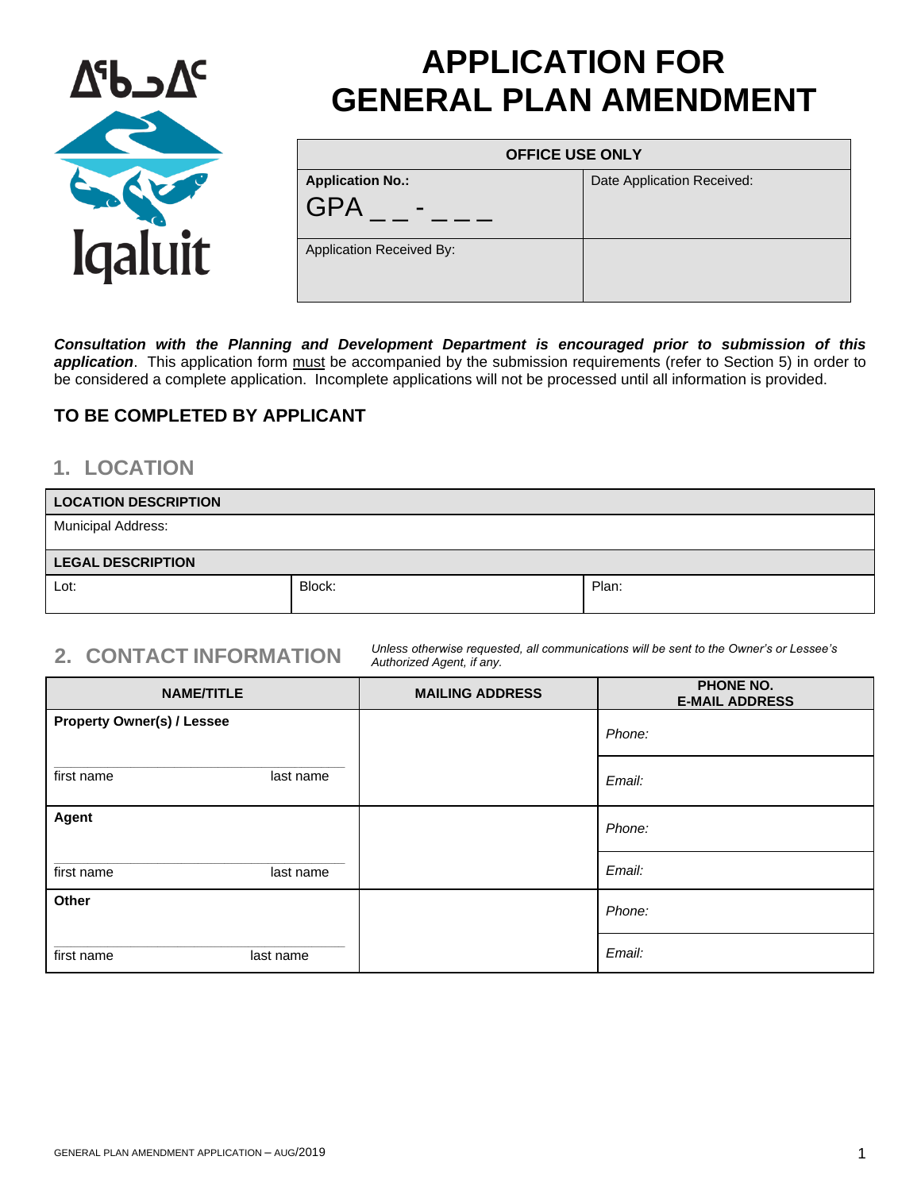ᐃᖃᓗᐃᑦ

Iqaluit

# APPLICATION FOR GENERAL PLAN AMENDMENT

| OFFICE USE ONLY | |
|---|---|
| **Application No.:** GPA _ _ - _ _ _ | Date Application Received: |
| Application Received By: | |

***Consultation with the Planning and Development Department is encouraged prior to submission of this application***. This application form must be accompanied by the submission requirements (refer to Section 5) in order to be considered a complete application. Incomplete applications will not be processed until all information is provided.

### TO BE COMPLETED BY APPLICANT

## 1. LOCATION

| **LOCATION DESCRIPTION** | | |
|---|---|---|
| Municipal Address: | | |
| **LEGAL DESCRIPTION** | | |
| Lot: | Block: | Plan: |

## 2. CONTACT INFORMATION

*Unless otherwise requested, all communications will be sent to the Owner's or Lessee's Authorized Agent, if any.*

| NAME/TITLE | MAILING ADDRESS | PHONE NO. E-MAIL ADDRESS |
|---|---|---|
| **Property Owner(s) / Lessee** | | *Phone:* |
| first name last name | | *Email:* |
| **Agent** | | *Phone:* |
| first name last name | | *Email:* |
| **Other** | | *Phone:* |
| first name last name | | *Email:* |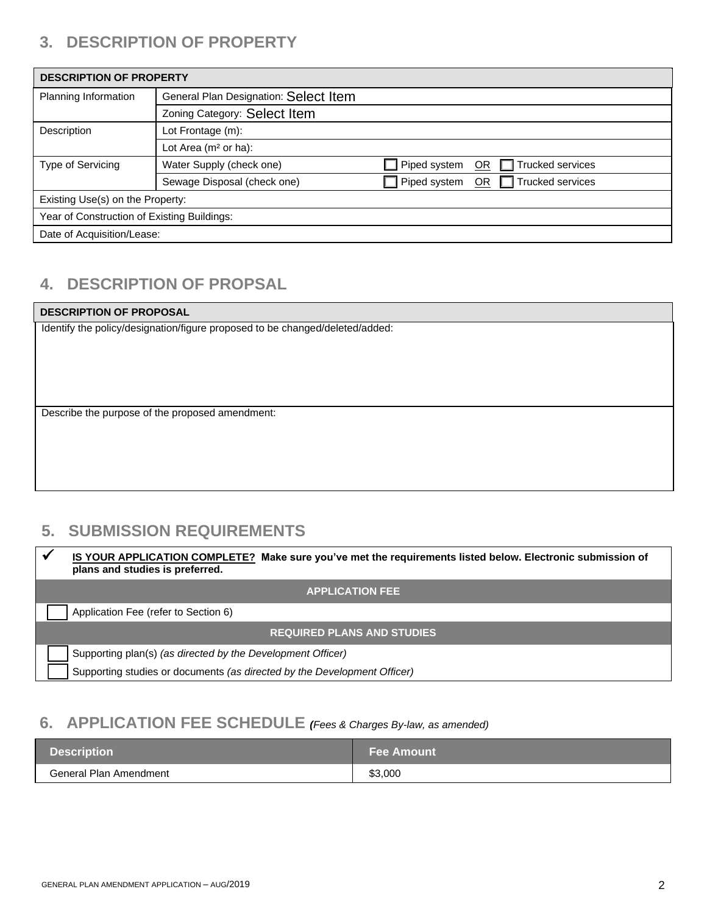## 3. DESCRIPTION OF PROPERTY

| DESCRIPTION OF PROPERTY | | |
|---|---|---|
| Planning Information | General Plan Designation: Select Item | |
| | Zoning Category: Select Item | |
| Description | Lot Frontage (m): | |
| | Lot Area ($m^2$ or ha): | |
| Type of Servicing | Water Supply (check one) | ☐ Piped system OR ☐ Trucked services |
| | Sewage Disposal (check one) | ☐ Piped system OR ☐ Trucked services |
| Existing Use(s) on the Property: | | |
| Year of Construction of Existing Buildings: | | |
| Date of Acquisition/Lease: | | |

## 4. DESCRIPTION OF PROPSAL

| DESCRIPTION OF PROPOSAL |
|---|
| Identify the policy/designation/figure proposed to be changed/deleted/added: |
| Describe the purpose of the proposed amendment: |

## 5. SUBMISSION REQUIREMENTS

| ✓ | **IS YOUR APPLICATION COMPLETE? Make sure you've met the requirements listed below. Electronic submission of plans and studies is preferred.** |
|---|---|
| | **APPLICATION FEE** |
| ☐ | Application Fee (refer to Section 6) |
| | **REQUIRED PLANS AND STUDIES** |
| ☐ | Supporting plan(s) *(as directed by the Development Officer)* |
| ☐ | Supporting studies or documents *(as directed by the Development Officer)* |

## 6. APPLICATION FEE SCHEDULE *(Fees & Charges By-law, as amended)*

| Description | Fee Amount |
|---|---|
| General Plan Amendment | $3,000 |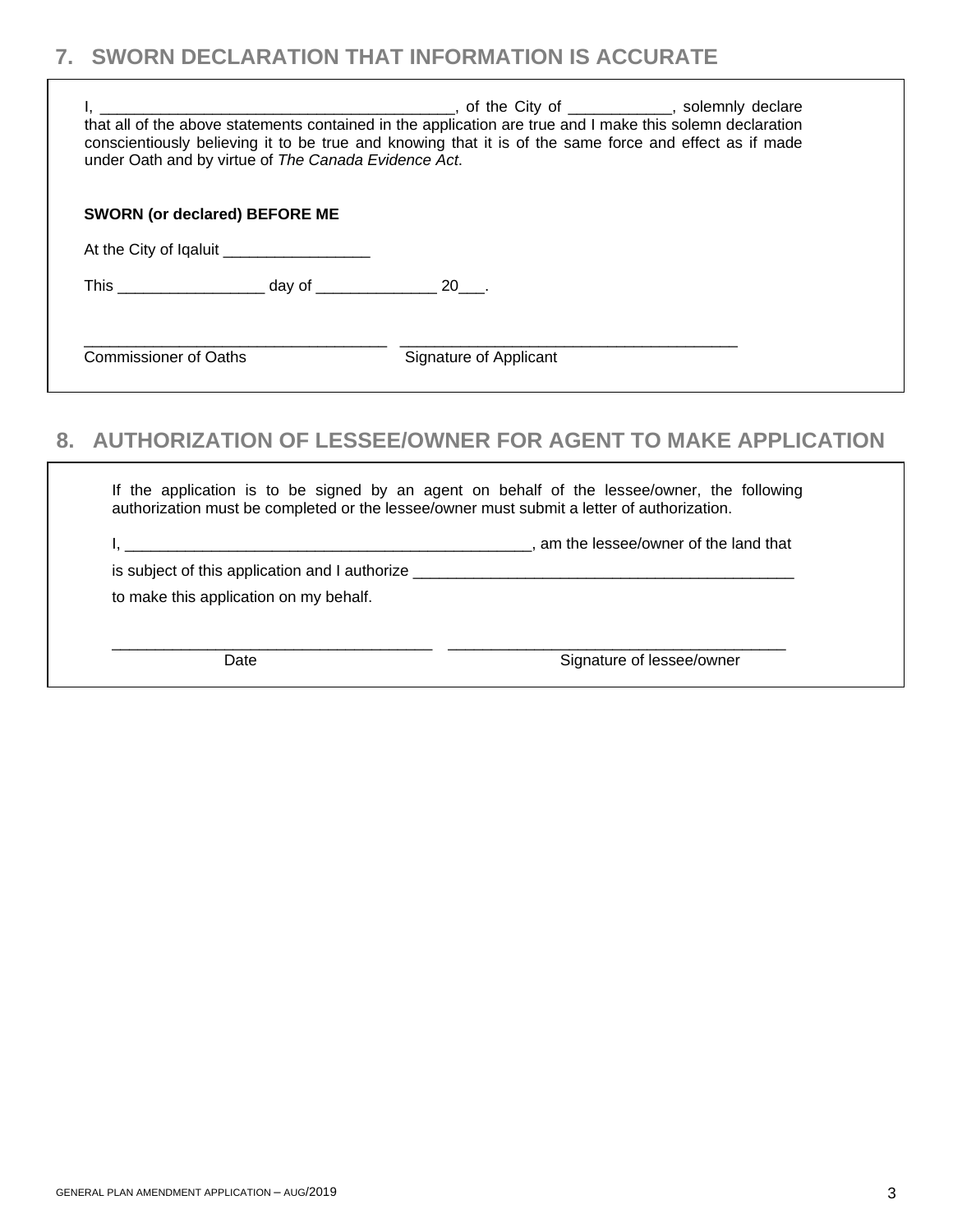## 7. SWORN DECLARATION THAT INFORMATION IS ACCURATE

I, ________________________________________, of the City of ____________, solemnly declare that all of the above statements contained in the application are true and I make this solemn declaration conscientiously believing it to be true and knowing that it is of the same force and effect as if made under Oath and by virtue of *The Canada Evidence Act*.

**SWORN (or declared) BEFORE ME**

At the City of Iqaluit _________________

This _________________ day of ______________ 20___.

___________________________________ ______________________________________

Commissioner of Oaths Signature of Applicant

## 8. AUTHORIZATION OF LESSEE/OWNER FOR AGENT TO MAKE APPLICATION

If the application is to be signed by an agent on behalf of the lessee/owner, the following authorization must be completed or the lessee/owner must submit a letter of authorization.

I, ________________________________________________, am the lessee/owner of the land that

is subject of this application and I authorize ______________________________________________

to make this application on my behalf.

_____________________________________ ________________________________________

Date Signature of lessee/owner